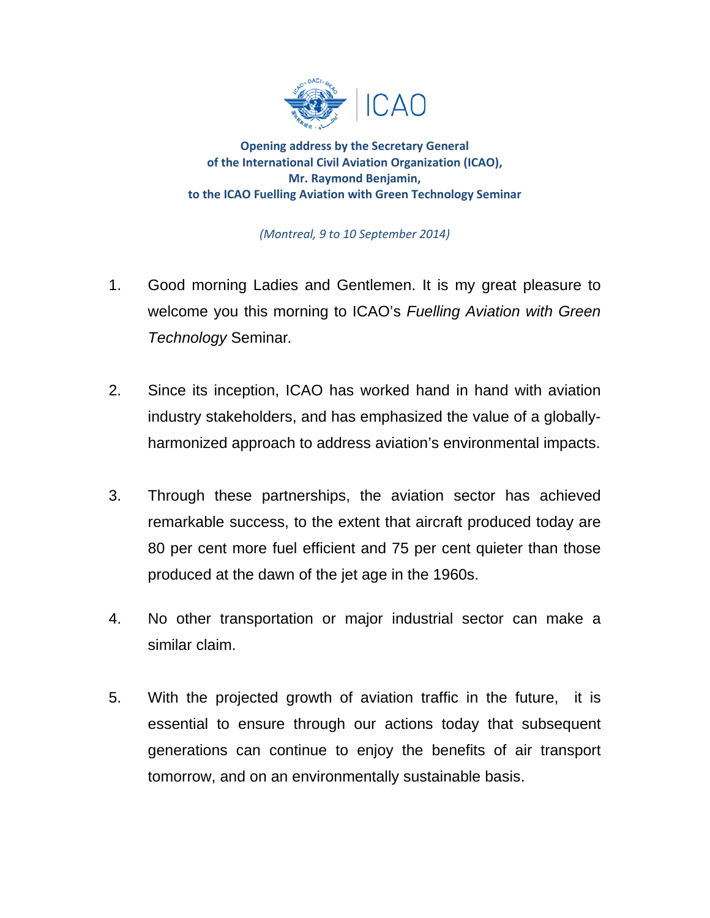**Opening address by the Secretary General of the International Civil Aviation Organization (ICAO), Mr. Raymond Benjamin, to the ICAO Fuelling Aviation with Green Technology Seminar**

*(Montreal, 9 to 10 September 2014)*

1. Good morning Ladies and Gentlemen. It is my great pleasure to welcome you this morning to ICAO's *Fuelling Aviation with Green Technology* Seminar.

2. Since its inception, ICAO has worked hand in hand with aviation industry stakeholders, and has emphasized the value of a globally-harmonized approach to address aviation's environmental impacts.

3. Through these partnerships, the aviation sector has achieved remarkable success, to the extent that aircraft produced today are 80 per cent more fuel efficient and 75 per cent quieter than those produced at the dawn of the jet age in the 1960s.

4. No other transportation or major industrial sector can make a similar claim.

5. With the projected growth of aviation traffic in the future, it is essential to ensure through our actions today that subsequent generations can continue to enjoy the benefits of air transport tomorrow, and on an environmentally sustainable basis.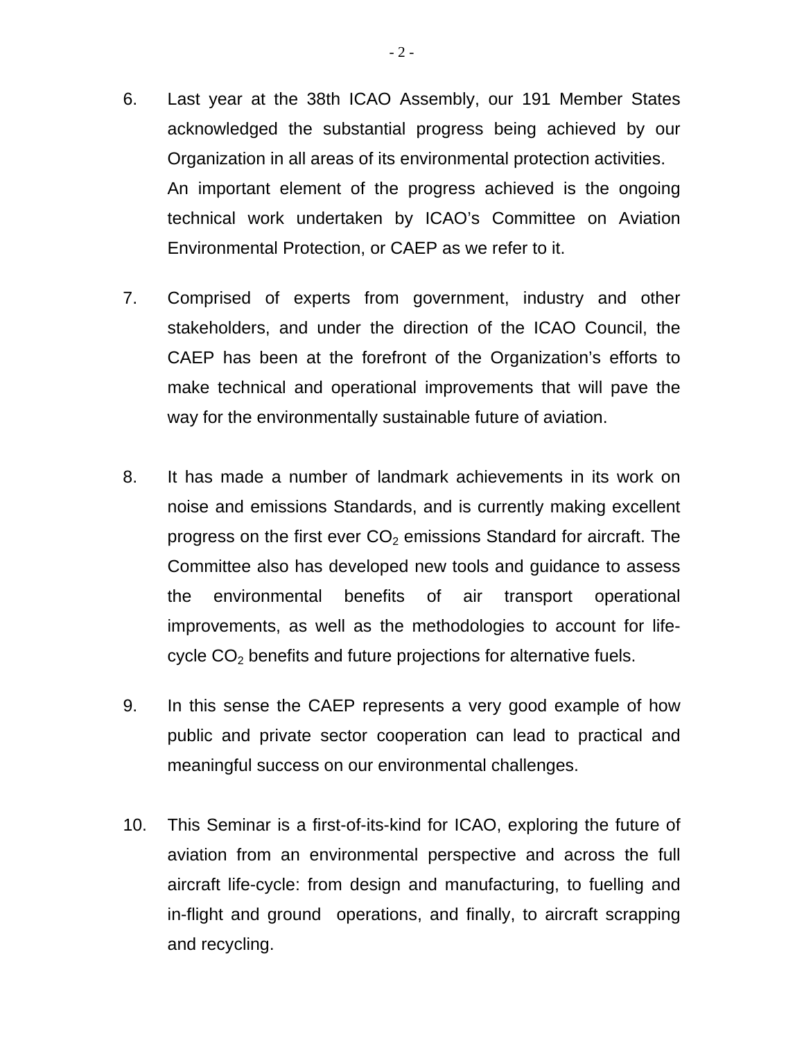6. Last year at the 38th ICAO Assembly, our 191 Member States acknowledged the substantial progress being achieved by our Organization in all areas of its environmental protection activities. An important element of the progress achieved is the ongoing technical work undertaken by ICAO's Committee on Aviation Environmental Protection, or CAEP as we refer to it.

7. Comprised of experts from government, industry and other stakeholders, and under the direction of the ICAO Council, the CAEP has been at the forefront of the Organization's efforts to make technical and operational improvements that will pave the way for the environmentally sustainable future of aviation.

8. It has made a number of landmark achievements in its work on noise and emissions Standards, and is currently making excellent progress on the first ever $CO_2$ emissions Standard for aircraft. The Committee also has developed new tools and guidance to assess the environmental benefits of air transport operational improvements, as well as the methodologies to account for life-cycle $CO_2$ benefits and future projections for alternative fuels.

9. In this sense the CAEP represents a very good example of how public and private sector cooperation can lead to practical and meaningful success on our environmental challenges.

10. This Seminar is a first-of-its-kind for ICAO, exploring the future of aviation from an environmental perspective and across the full aircraft life-cycle: from design and manufacturing, to fuelling and in-flight and ground operations, and finally, to aircraft scrapping and recycling.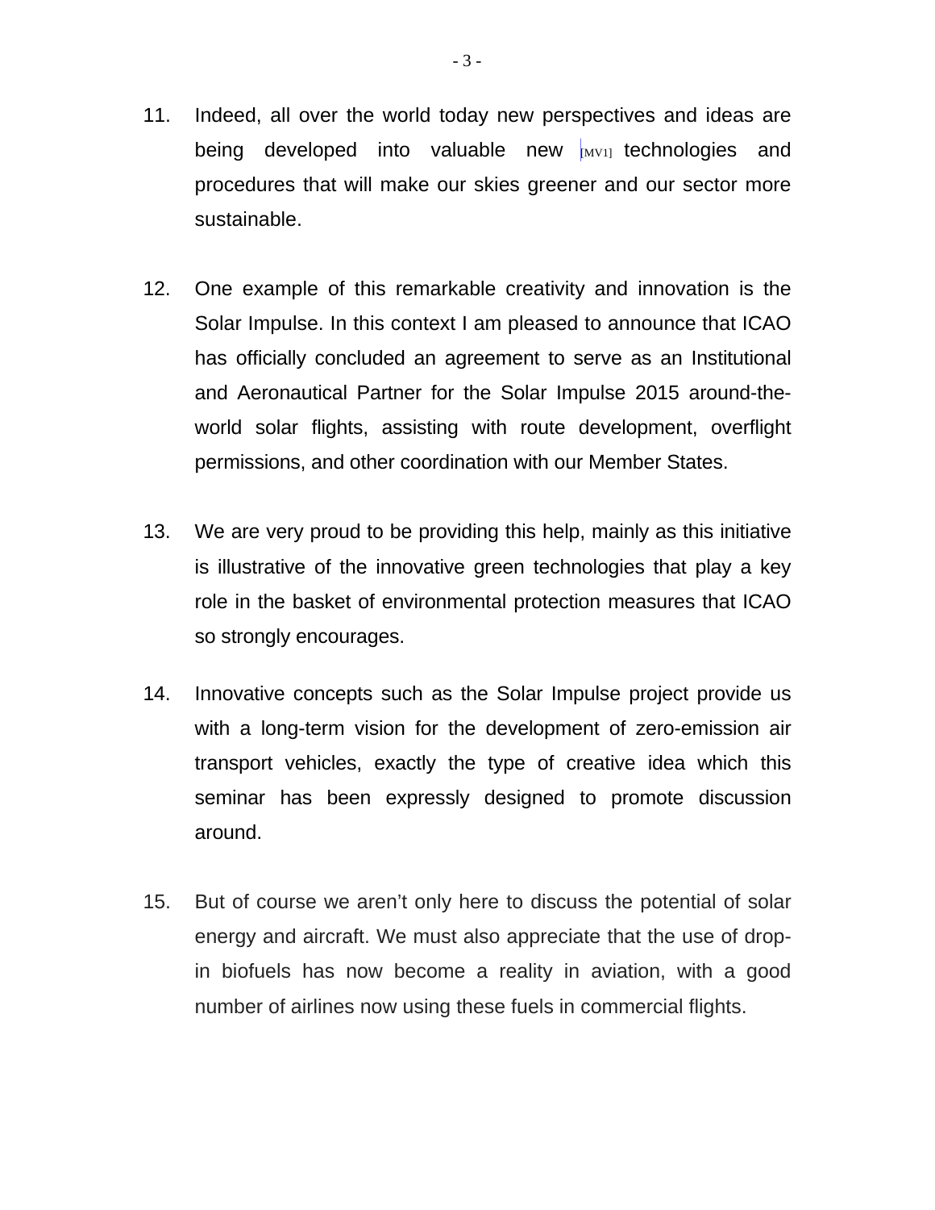11. Indeed, all over the world today new perspectives and ideas are being developed into valuable new [MV1] technologies and procedures that will make our skies greener and our sector more sustainable.

12. One example of this remarkable creativity and innovation is the Solar Impulse. In this context I am pleased to announce that ICAO has officially concluded an agreement to serve as an Institutional and Aeronautical Partner for the Solar Impulse 2015 around-the-world solar flights, assisting with route development, overflight permissions, and other coordination with our Member States.

13. We are very proud to be providing this help, mainly as this initiative is illustrative of the innovative green technologies that play a key role in the basket of environmental protection measures that ICAO so strongly encourages.

14. Innovative concepts such as the Solar Impulse project provide us with a long-term vision for the development of zero-emission air transport vehicles, exactly the type of creative idea which this seminar has been expressly designed to promote discussion around.

15. But of course we aren't only here to discuss the potential of solar energy and aircraft. We must also appreciate that the use of drop-in biofuels has now become a reality in aviation, with a good number of airlines now using these fuels in commercial flights.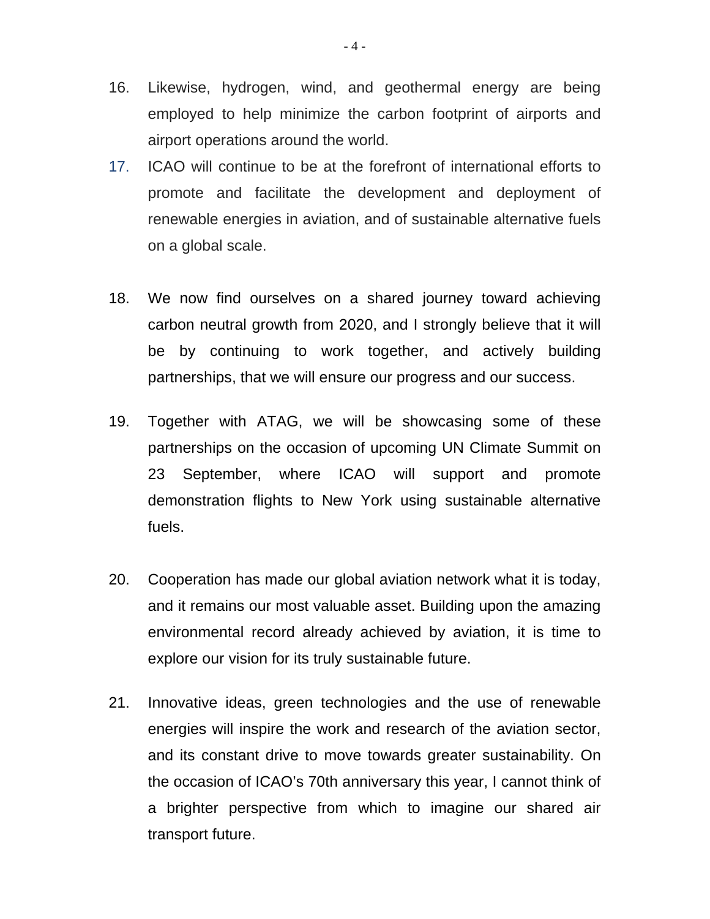16. Likewise, hydrogen, wind, and geothermal energy are being employed to help minimize the carbon footprint of airports and airport operations around the world.
17. ICAO will continue to be at the forefront of international efforts to promote and facilitate the development and deployment of renewable energies in aviation, and of sustainable alternative fuels on a global scale.

18. We now find ourselves on a shared journey toward achieving carbon neutral growth from 2020, and I strongly believe that it will be by continuing to work together, and actively building partnerships, that we will ensure our progress and our success.

19. Together with ATAG, we will be showcasing some of these partnerships on the occasion of upcoming UN Climate Summit on 23 September, where ICAO will support and promote demonstration flights to New York using sustainable alternative fuels.

20. Cooperation has made our global aviation network what it is today, and it remains our most valuable asset. Building upon the amazing environmental record already achieved by aviation, it is time to explore our vision for its truly sustainable future.

21. Innovative ideas, green technologies and the use of renewable energies will inspire the work and research of the aviation sector, and its constant drive to move towards greater sustainability. On the occasion of ICAO's 70th anniversary this year, I cannot think of a brighter perspective from which to imagine our shared air transport future.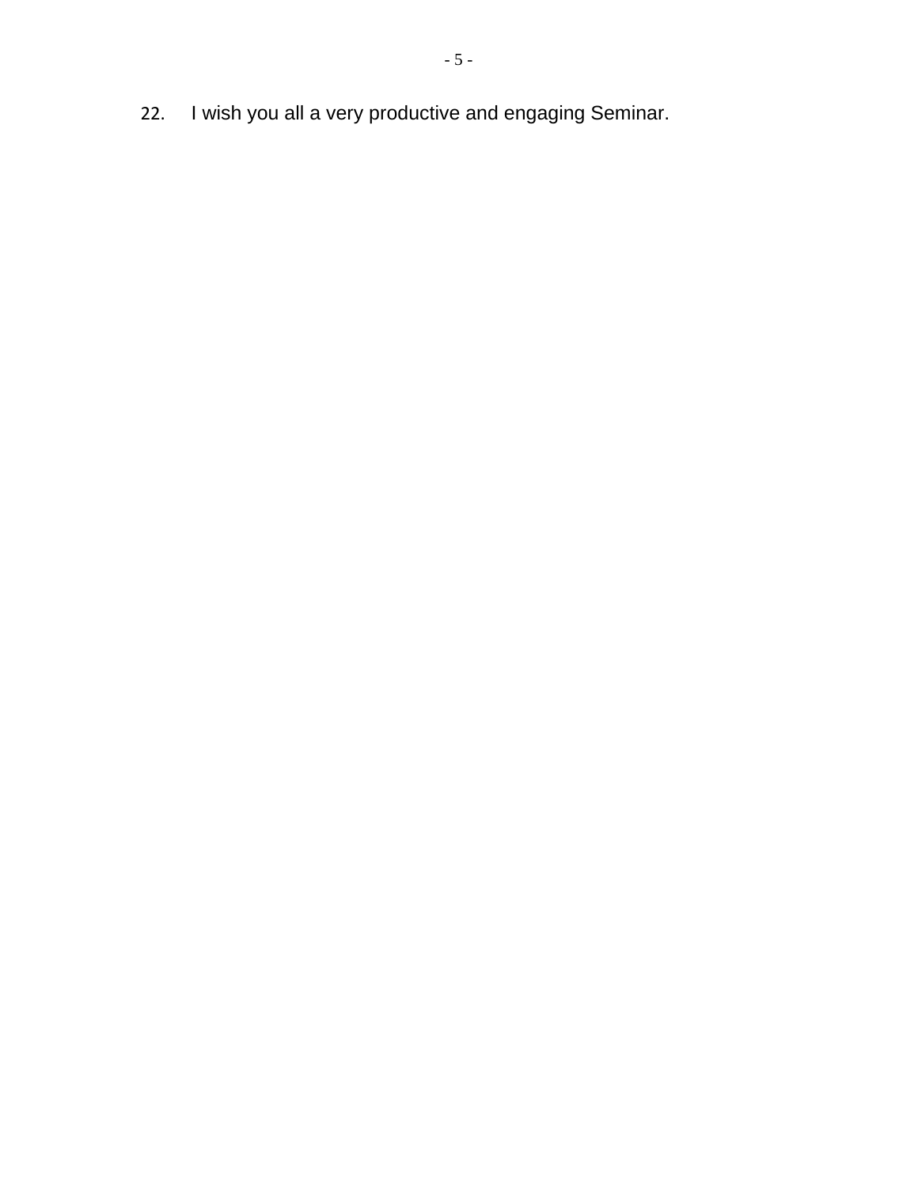22. I wish you all a very productive and engaging Seminar.